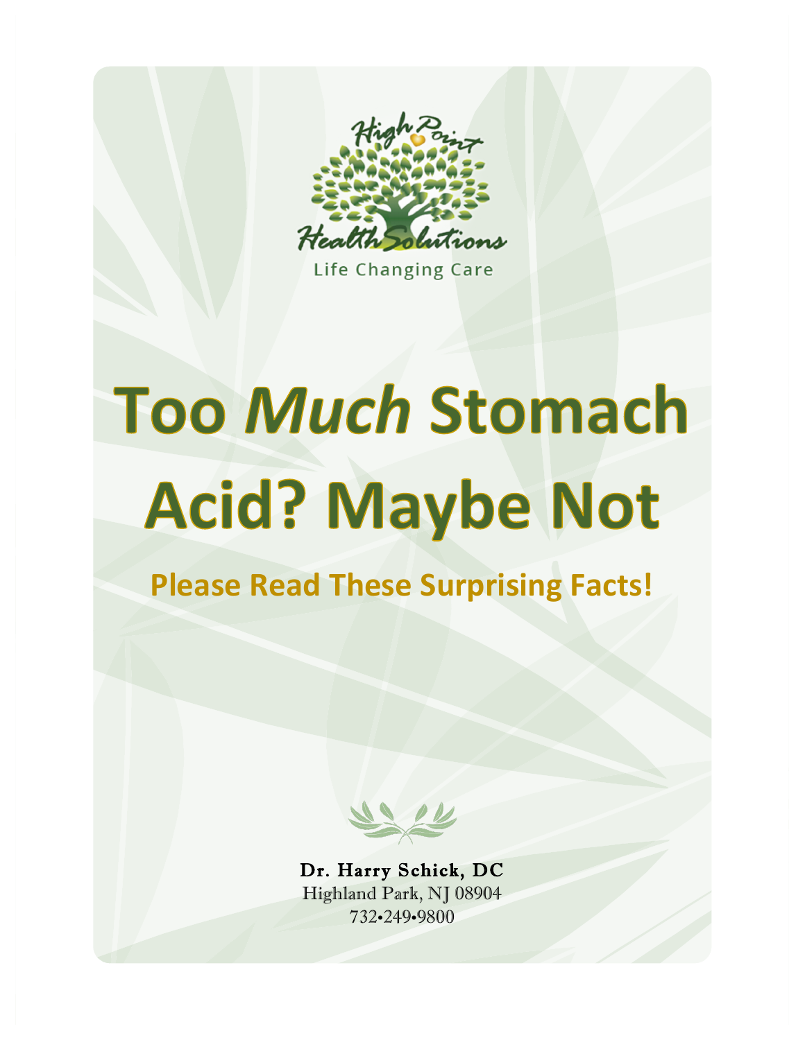High Point Health Solutions

Life Changing Care

# Too *Much* Stomach Acid? Maybe Not

## Please Read These Surprising Facts!

**Dr. Harry Schick, DC**
Highland Park, NJ 08904
732•249•9800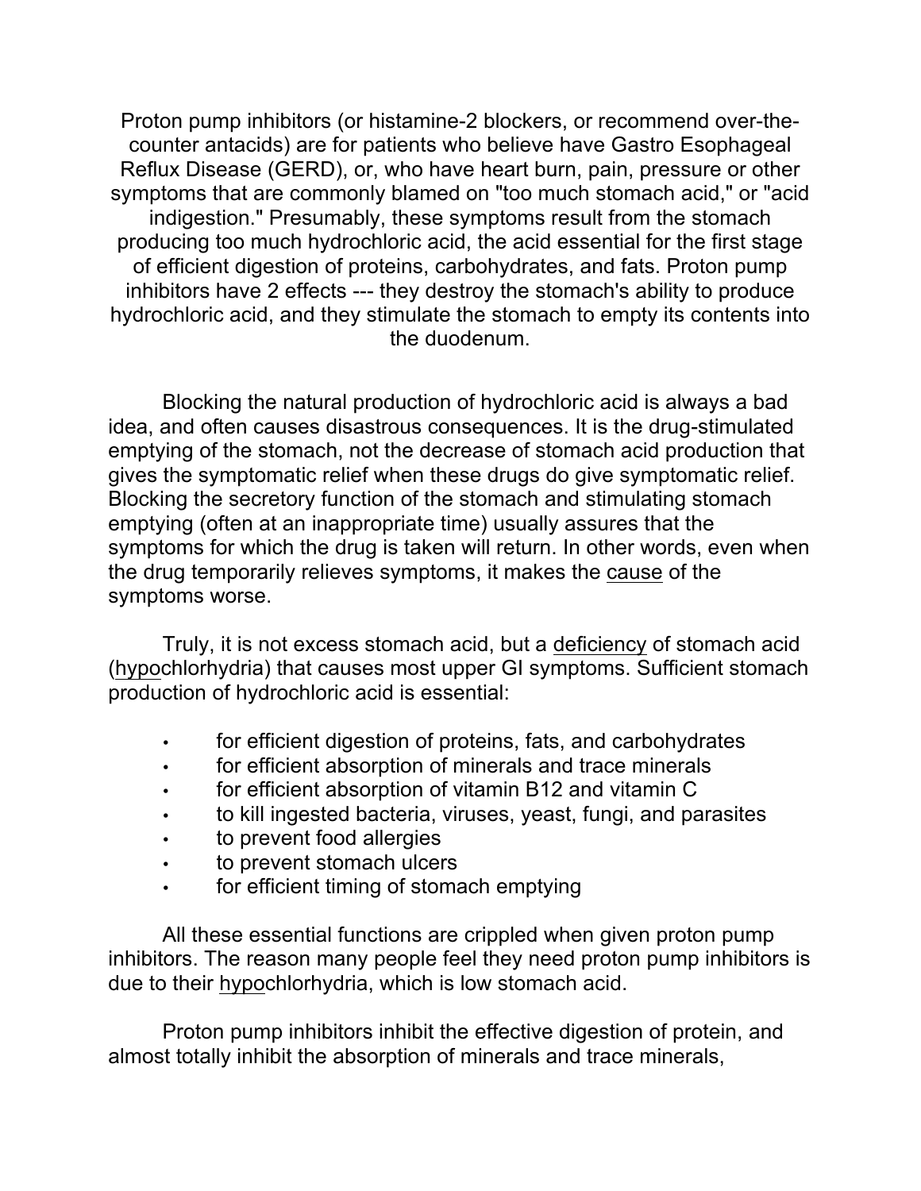Proton pump inhibitors (or histamine-2 blockers, or recommend over-the-counter antacids) are for patients who believe have Gastro Esophageal Reflux Disease (GERD), or, who have heart burn, pain, pressure or other symptoms that are commonly blamed on "too much stomach acid," or "acid indigestion." Presumably, these symptoms result from the stomach producing too much hydrochloric acid, the acid essential for the first stage of efficient digestion of proteins, carbohydrates, and fats. Proton pump inhibitors have 2 effects --- they destroy the stomach's ability to produce hydrochloric acid, and they stimulate the stomach to empty its contents into the duodenum.

Blocking the natural production of hydrochloric acid is always a bad idea, and often causes disastrous consequences. It is the drug-stimulated emptying of the stomach, not the decrease of stomach acid production that gives the symptomatic relief when these drugs do give symptomatic relief. Blocking the secretory function of the stomach and stimulating stomach emptying (often at an inappropriate time) usually assures that the symptoms for which the drug is taken will return. In other words, even when the drug temporarily relieves symptoms, it makes the <u>cause</u> of the symptoms worse.

Truly, it is not excess stomach acid, but a <u>deficiency</u> of stomach acid (<u>hypo</u>chlorhydria) that causes most upper GI symptoms. Sufficient stomach production of hydrochloric acid is essential:

- for efficient digestion of proteins, fats, and carbohydrates
- for efficient absorption of minerals and trace minerals
- for efficient absorption of vitamin B12 and vitamin C
- to kill ingested bacteria, viruses, yeast, fungi, and parasites
- to prevent food allergies
- to prevent stomach ulcers
- for efficient timing of stomach emptying

All these essential functions are crippled when given proton pump inhibitors. The reason many people feel they need proton pump inhibitors is due to their <u>hypo</u>chlorhydria, which is low stomach acid.

Proton pump inhibitors inhibit the effective digestion of protein, and almost totally inhibit the absorption of minerals and trace minerals,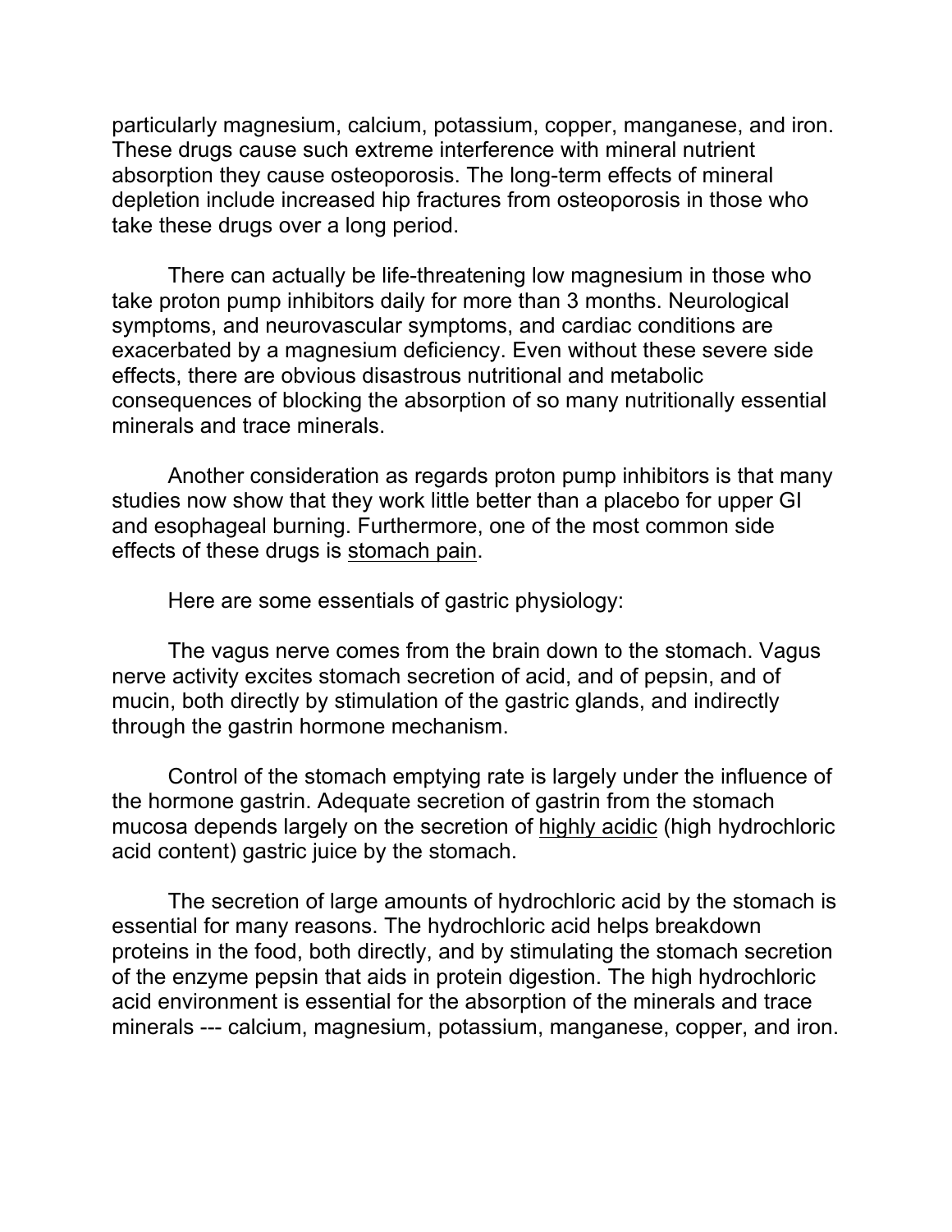particularly magnesium, calcium, potassium, copper, manganese, and iron. These drugs cause such extreme interference with mineral nutrient absorption they cause osteoporosis. The long-term effects of mineral depletion include increased hip fractures from osteoporosis in those who take these drugs over a long period.

There can actually be life-threatening low magnesium in those who take proton pump inhibitors daily for more than 3 months. Neurological symptoms, and neurovascular symptoms, and cardiac conditions are exacerbated by a magnesium deficiency. Even without these severe side effects, there are obvious disastrous nutritional and metabolic consequences of blocking the absorption of so many nutritionally essential minerals and trace minerals.

Another consideration as regards proton pump inhibitors is that many studies now show that they work little better than a placebo for upper GI and esophageal burning. Furthermore, one of the most common side effects of these drugs is stomach pain.

Here are some essentials of gastric physiology:

The vagus nerve comes from the brain down to the stomach. Vagus nerve activity excites stomach secretion of acid, and of pepsin, and of mucin, both directly by stimulation of the gastric glands, and indirectly through the gastrin hormone mechanism.

Control of the stomach emptying rate is largely under the influence of the hormone gastrin. Adequate secretion of gastrin from the stomach mucosa depends largely on the secretion of highly acidic (high hydrochloric acid content) gastric juice by the stomach.

The secretion of large amounts of hydrochloric acid by the stomach is essential for many reasons. The hydrochloric acid helps breakdown proteins in the food, both directly, and by stimulating the stomach secretion of the enzyme pepsin that aids in protein digestion. The high hydrochloric acid environment is essential for the absorption of the minerals and trace minerals --- calcium, magnesium, potassium, manganese, copper, and iron.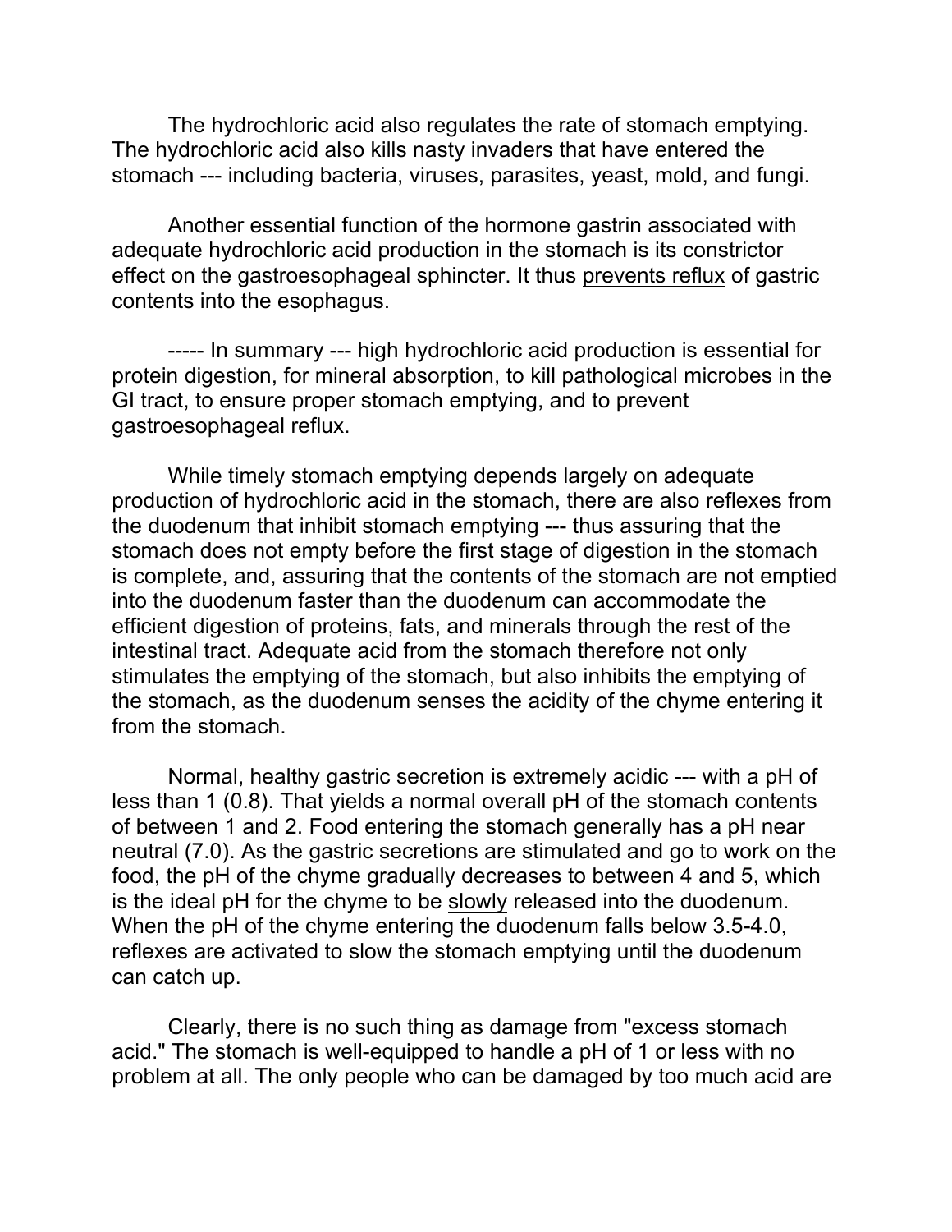The hydrochloric acid also regulates the rate of stomach emptying. The hydrochloric acid also kills nasty invaders that have entered the stomach --- including bacteria, viruses, parasites, yeast, mold, and fungi.

Another essential function of the hormone gastrin associated with adequate hydrochloric acid production in the stomach is its constrictor effect on the gastroesophageal sphincter. It thus <u>prevents reflux</u> of gastric contents into the esophagus.

----- In summary --- high hydrochloric acid production is essential for protein digestion, for mineral absorption, to kill pathological microbes in the GI tract, to ensure proper stomach emptying, and to prevent gastroesophageal reflux.

While timely stomach emptying depends largely on adequate production of hydrochloric acid in the stomach, there are also reflexes from the duodenum that inhibit stomach emptying --- thus assuring that the stomach does not empty before the first stage of digestion in the stomach is complete, and, assuring that the contents of the stomach are not emptied into the duodenum faster than the duodenum can accommodate the efficient digestion of proteins, fats, and minerals through the rest of the intestinal tract. Adequate acid from the stomach therefore not only stimulates the emptying of the stomach, but also inhibits the emptying of the stomach, as the duodenum senses the acidity of the chyme entering it from the stomach.

Normal, healthy gastric secretion is extremely acidic --- with a pH of less than 1 (0.8). That yields a normal overall pH of the stomach contents of between 1 and 2. Food entering the stomach generally has a pH near neutral (7.0). As the gastric secretions are stimulated and go to work on the food, the pH of the chyme gradually decreases to between 4 and 5, which is the ideal pH for the chyme to be <u>slowly</u> released into the duodenum. When the pH of the chyme entering the duodenum falls below 3.5-4.0, reflexes are activated to slow the stomach emptying until the duodenum can catch up.

Clearly, there is no such thing as damage from "excess stomach acid." The stomach is well-equipped to handle a pH of 1 or less with no problem at all. The only people who can be damaged by too much acid are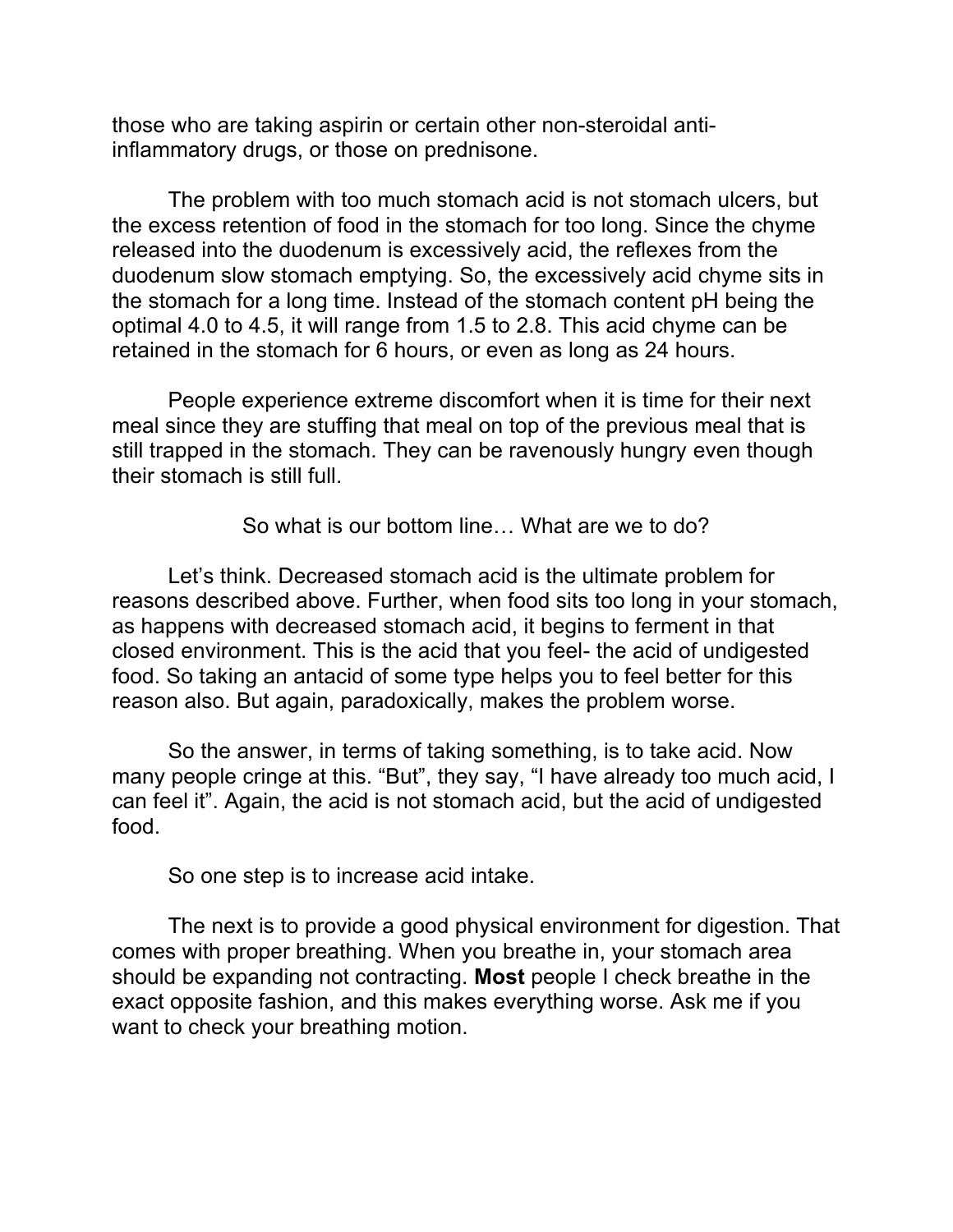those who are taking aspirin or certain other non-steroidal anti-inflammatory drugs, or those on prednisone.

The problem with too much stomach acid is not stomach ulcers, but the excess retention of food in the stomach for too long. Since the chyme released into the duodenum is excessively acid, the reflexes from the duodenum slow stomach emptying. So, the excessively acid chyme sits in the stomach for a long time. Instead of the stomach content pH being the optimal 4.0 to 4.5, it will range from 1.5 to 2.8. This acid chyme can be retained in the stomach for 6 hours, or even as long as 24 hours.

People experience extreme discomfort when it is time for their next meal since they are stuffing that meal on top of the previous meal that is still trapped in the stomach. They can be ravenously hungry even though their stomach is still full.

So what is our bottom line… What are we to do?

Let's think. Decreased stomach acid is the ultimate problem for reasons described above. Further, when food sits too long in your stomach, as happens with decreased stomach acid, it begins to ferment in that closed environment. This is the acid that you feel- the acid of undigested food. So taking an antacid of some type helps you to feel better for this reason also. But again, paradoxically, makes the problem worse.

So the answer, in terms of taking something, is to take acid. Now many people cringe at this. "But", they say, "I have already too much acid, I can feel it". Again, the acid is not stomach acid, but the acid of undigested food.

So one step is to increase acid intake.

The next is to provide a good physical environment for digestion. That comes with proper breathing. When you breathe in, your stomach area should be expanding not contracting. **Most** people I check breathe in the exact opposite fashion, and this makes everything worse. Ask me if you want to check your breathing motion.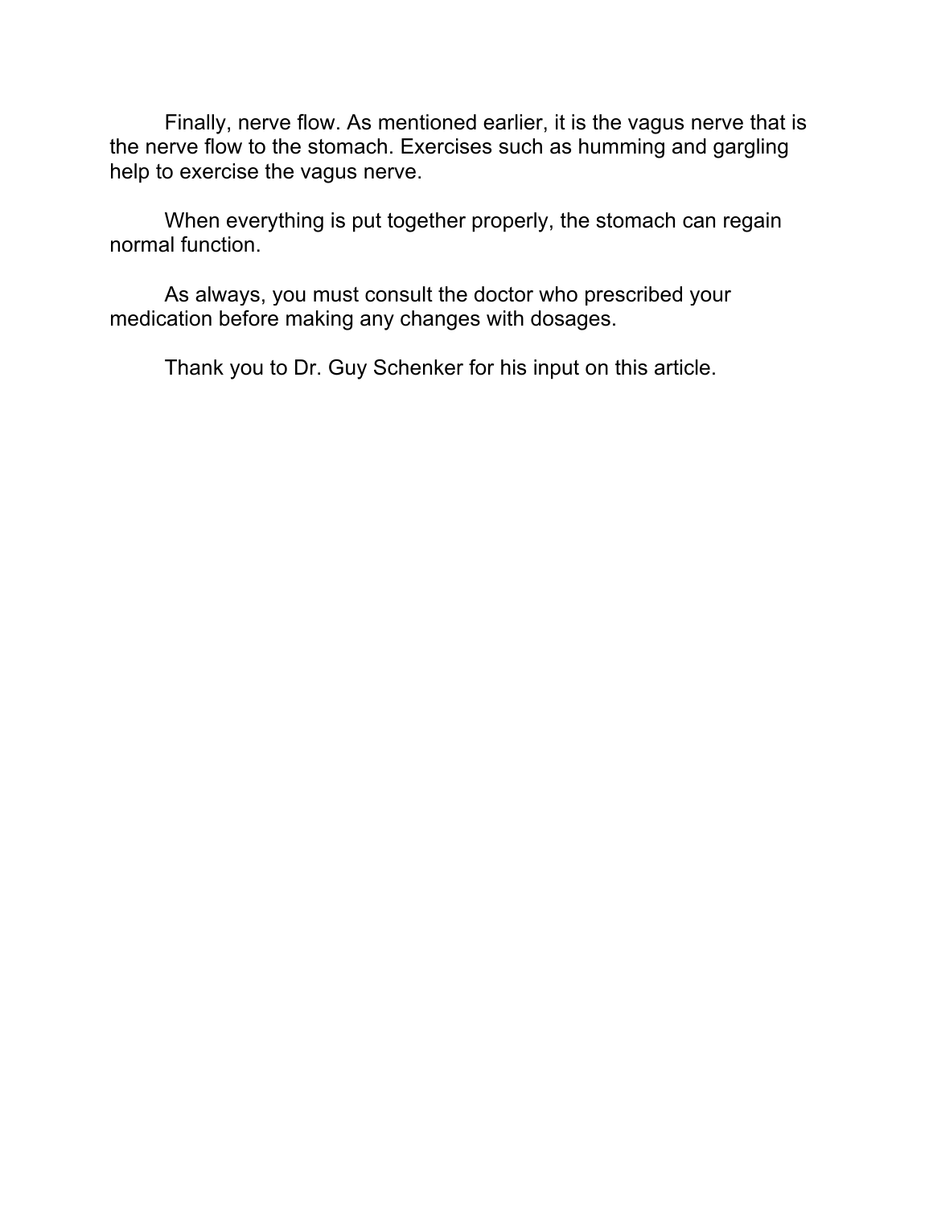Finally, nerve flow. As mentioned earlier, it is the vagus nerve that is the nerve flow to the stomach. Exercises such as humming and gargling help to exercise the vagus nerve.

When everything is put together properly, the stomach can regain normal function.

As always, you must consult the doctor who prescribed your medication before making any changes with dosages.

Thank you to Dr. Guy Schenker for his input on this article.